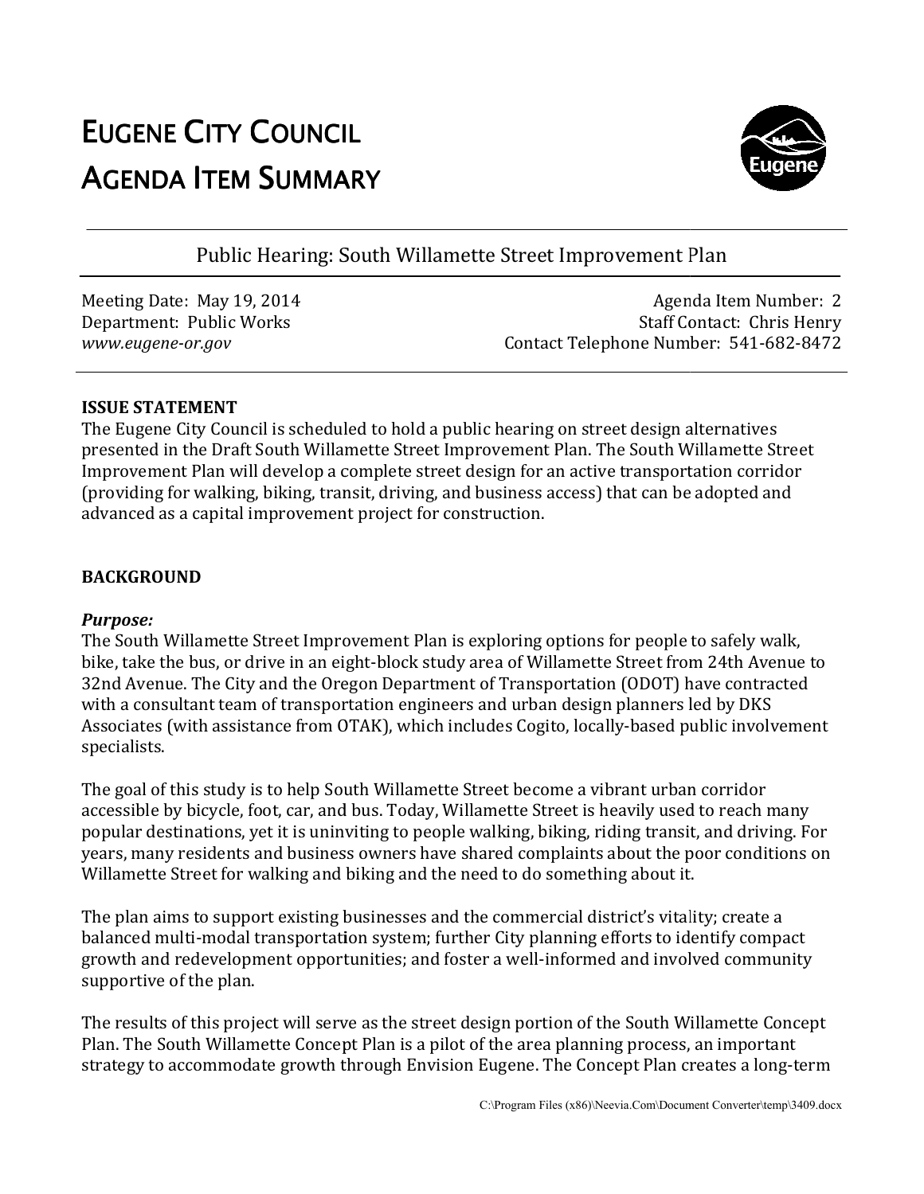# EUGENE CITY COUNCIL
# AGENDA ITEM SUMMARY

## Public Hearing: South Willamette Street Improvement Plan

Meeting Date: May 19, 2014
Department: Public Works
*www.eugene-or.gov*

Agenda Item Number: 2
Staff Contact: Chris Henry
Contact Telephone Number: 541-682-8472

**ISSUE STATEMENT**

The Eugene City Council is scheduled to hold a public hearing on street design alternatives presented in the Draft South Willamette Street Improvement Plan. The South Willamette Street Improvement Plan will develop a complete street design for an active transportation corridor (providing for walking, biking, transit, driving, and business access) that can be adopted and advanced as a capital improvement project for construction.

**BACKGROUND**

***Purpose:***

The South Willamette Street Improvement Plan is exploring options for people to safely walk, bike, take the bus, or drive in an eight-block study area of Willamette Street from 24th Avenue to 32nd Avenue. The City and the Oregon Department of Transportation (ODOT) have contracted with a consultant team of transportation engineers and urban design planners led by DKS Associates (with assistance from OTAK), which includes Cogito, locally-based public involvement specialists.

The goal of this study is to help South Willamette Street become a vibrant urban corridor accessible by bicycle, foot, car, and bus. Today, Willamette Street is heavily used to reach many popular destinations, yet it is uninviting to people walking, biking, riding transit, and driving. For years, many residents and business owners have shared complaints about the poor conditions on Willamette Street for walking and biking and the need to do something about it.

The plan aims to support existing businesses and the commercial district's vitality; create a balanced multi-modal transportation system; further City planning efforts to identify compact growth and redevelopment opportunities; and foster a well-informed and involved community supportive of the plan.

The results of this project will serve as the street design portion of the South Willamette Concept Plan. The South Willamette Concept Plan is a pilot of the area planning process, an important strategy to accommodate growth through Envision Eugene. The Concept Plan creates a long-term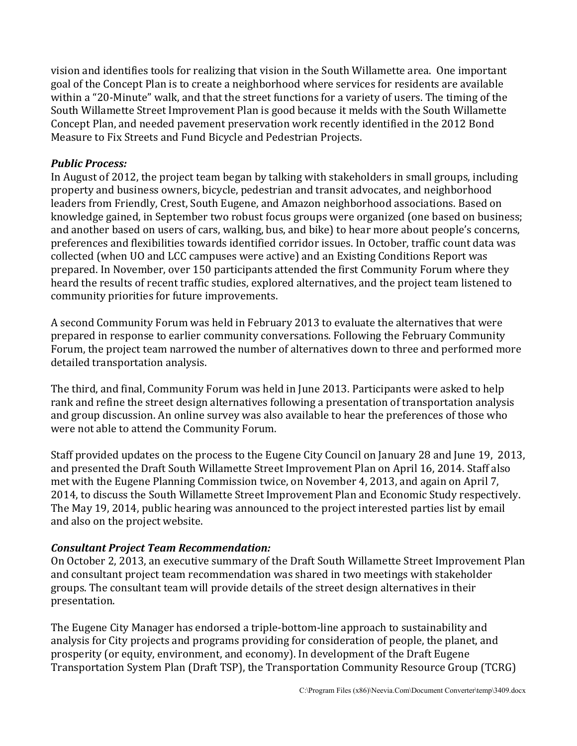vision and identifies tools for realizing that vision in the South Willamette area. One important goal of the Concept Plan is to create a neighborhood where services for residents are available within a "20-Minute" walk, and that the street functions for a variety of users. The timing of the South Willamette Street Improvement Plan is good because it melds with the South Willamette Concept Plan, and needed pavement preservation work recently identified in the 2012 Bond Measure to Fix Streets and Fund Bicycle and Pedestrian Projects.

***Public Process:***

In August of 2012, the project team began by talking with stakeholders in small groups, including property and business owners, bicycle, pedestrian and transit advocates, and neighborhood leaders from Friendly, Crest, South Eugene, and Amazon neighborhood associations. Based on knowledge gained, in September two robust focus groups were organized (one based on business; and another based on users of cars, walking, bus, and bike) to hear more about people's concerns, preferences and flexibilities towards identified corridor issues. In October, traffic count data was collected (when UO and LCC campuses were active) and an Existing Conditions Report was prepared. In November, over 150 participants attended the first Community Forum where they heard the results of recent traffic studies, explored alternatives, and the project team listened to community priorities for future improvements.

A second Community Forum was held in February 2013 to evaluate the alternatives that were prepared in response to earlier community conversations. Following the February Community Forum, the project team narrowed the number of alternatives down to three and performed more detailed transportation analysis.

The third, and final, Community Forum was held in June 2013. Participants were asked to help rank and refine the street design alternatives following a presentation of transportation analysis and group discussion. An online survey was also available to hear the preferences of those who were not able to attend the Community Forum.

Staff provided updates on the process to the Eugene City Council on January 28 and June 19, 2013, and presented the Draft South Willamette Street Improvement Plan on April 16, 2014. Staff also met with the Eugene Planning Commission twice, on November 4, 2013, and again on April 7, 2014, to discuss the South Willamette Street Improvement Plan and Economic Study respectively. The May 19, 2014, public hearing was announced to the project interested parties list by email and also on the project website.

***Consultant Project Team Recommendation:***

On October 2, 2013, an executive summary of the Draft South Willamette Street Improvement Plan and consultant project team recommendation was shared in two meetings with stakeholder groups. The consultant team will provide details of the street design alternatives in their presentation.

The Eugene City Manager has endorsed a triple-bottom-line approach to sustainability and analysis for City projects and programs providing for consideration of people, the planet, and prosperity (or equity, environment, and economy). In development of the Draft Eugene Transportation System Plan (Draft TSP), the Transportation Community Resource Group (TCRG)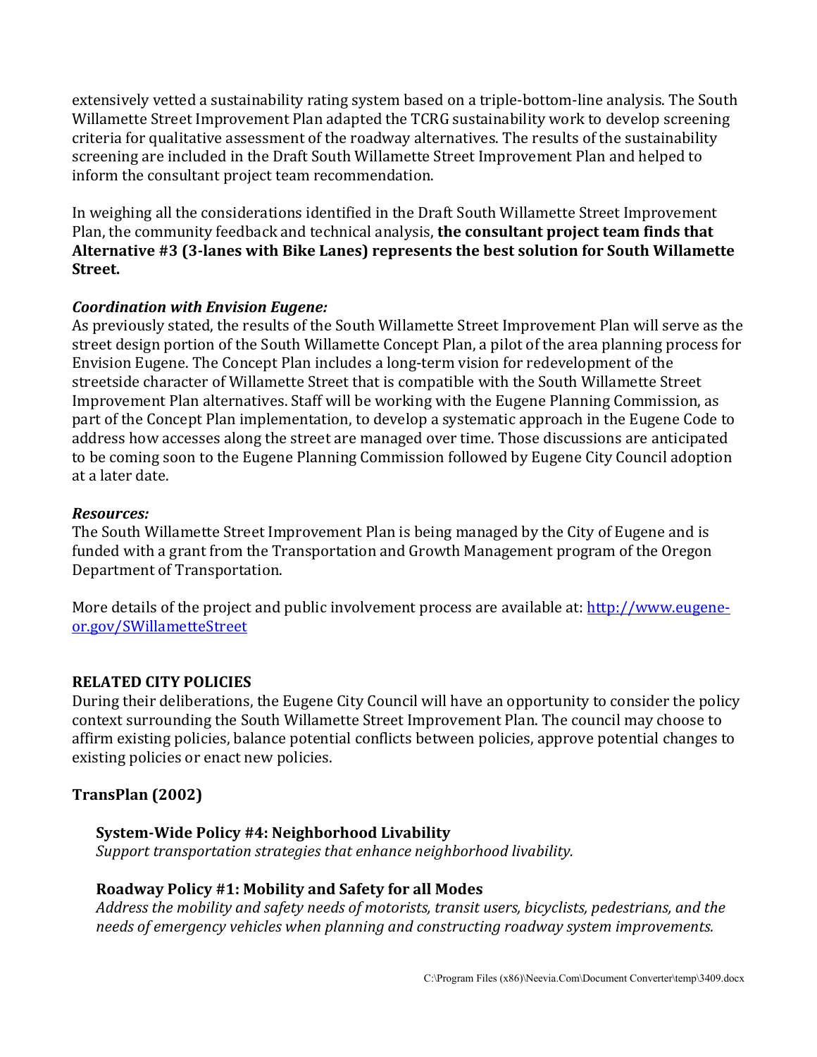extensively vetted a sustainability rating system based on a triple-bottom-line analysis. The South Willamette Street Improvement Plan adapted the TCRG sustainability work to develop screening criteria for qualitative assessment of the roadway alternatives. The results of the sustainability screening are included in the Draft South Willamette Street Improvement Plan and helped to inform the consultant project team recommendation.

In weighing all the considerations identified in the Draft South Willamette Street Improvement Plan, the community feedback and technical analysis, **the consultant project team finds that Alternative #3 (3-lanes with Bike Lanes) represents the best solution for South Willamette Street.**

***Coordination with Envision Eugene:***
As previously stated, the results of the South Willamette Street Improvement Plan will serve as the street design portion of the South Willamette Concept Plan, a pilot of the area planning process for Envision Eugene. The Concept Plan includes a long-term vision for redevelopment of the streetside character of Willamette Street that is compatible with the South Willamette Street Improvement Plan alternatives. Staff will be working with the Eugene Planning Commission, as part of the Concept Plan implementation, to develop a systematic approach in the Eugene Code to address how accesses along the street are managed over time. Those discussions are anticipated to be coming soon to the Eugene Planning Commission followed by Eugene City Council adoption at a later date.

***Resources:***
The South Willamette Street Improvement Plan is being managed by the City of Eugene and is funded with a grant from the Transportation and Growth Management program of the Oregon Department of Transportation.

More details of the project and public involvement process are available at: [http://www.eugene-or.gov/SWillametteStreet](http://www.eugene-or.gov/SWillametteStreet)

## RELATED CITY POLICIES

During their deliberations, the Eugene City Council will have an opportunity to consider the policy context surrounding the South Willamette Street Improvement Plan. The council may choose to affirm existing policies, balance potential conflicts between policies, approve potential changes to existing policies or enact new policies.

### TransPlan (2002)

**System-Wide Policy #4: Neighborhood Livability**
*Support transportation strategies that enhance neighborhood livability.*

**Roadway Policy #1: Mobility and Safety for all Modes**
*Address the mobility and safety needs of motorists, transit users, bicyclists, pedestrians, and the needs of emergency vehicles when planning and constructing roadway system improvements.*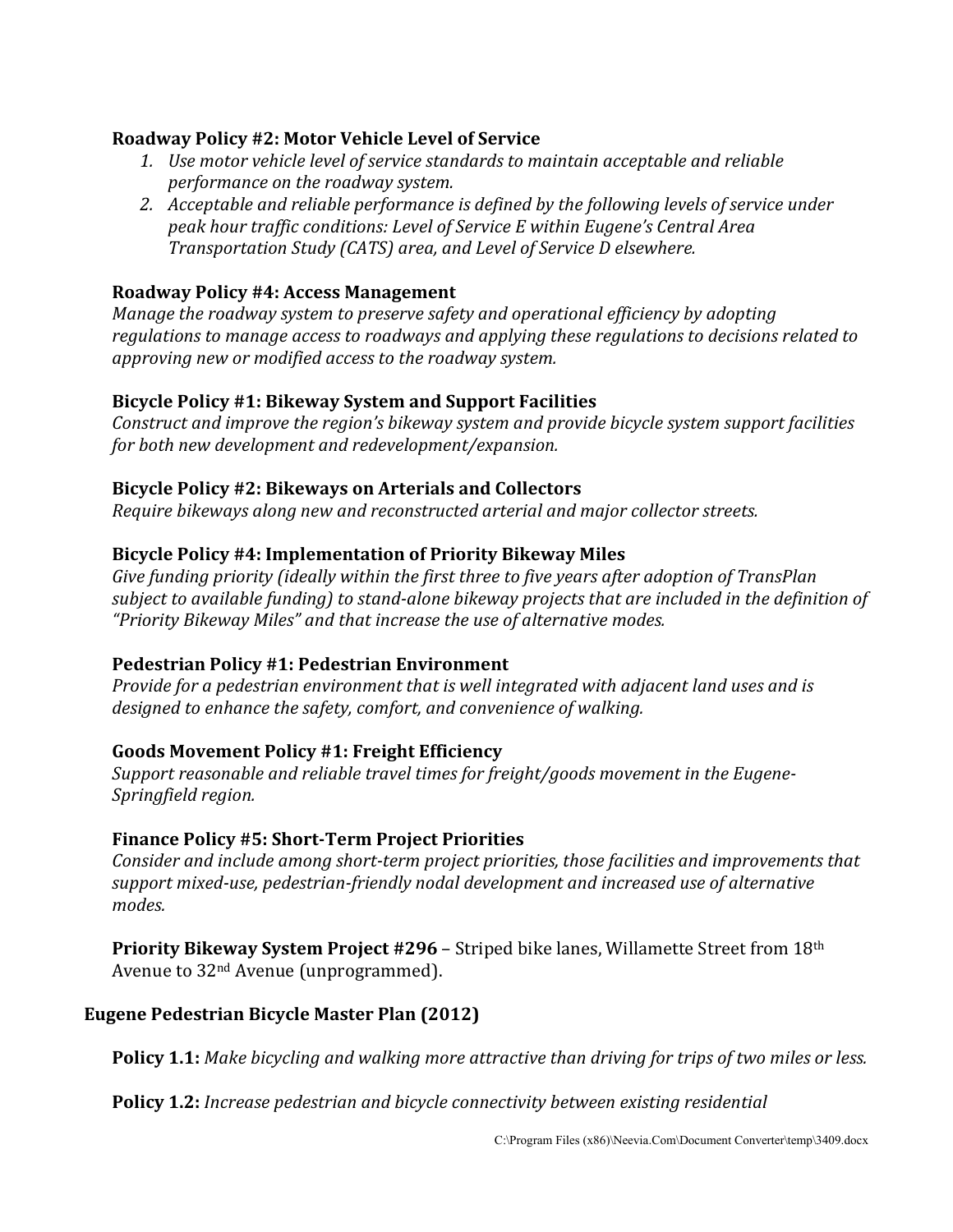**Roadway Policy #2: Motor Vehicle Level of Service**

1. *Use motor vehicle level of service standards to maintain acceptable and reliable performance on the roadway system.*
2. *Acceptable and reliable performance is defined by the following levels of service under peak hour traffic conditions: Level of Service E within Eugene's Central Area Transportation Study (CATS) area, and Level of Service D elsewhere.*

**Roadway Policy #4: Access Management**

*Manage the roadway system to preserve safety and operational efficiency by adopting regulations to manage access to roadways and applying these regulations to decisions related to approving new or modified access to the roadway system.*

**Bicycle Policy #1: Bikeway System and Support Facilities**

*Construct and improve the region's bikeway system and provide bicycle system support facilities for both new development and redevelopment/expansion.*

**Bicycle Policy #2: Bikeways on Arterials and Collectors**

*Require bikeways along new and reconstructed arterial and major collector streets.*

**Bicycle Policy #4: Implementation of Priority Bikeway Miles**

*Give funding priority (ideally within the first three to five years after adoption of TransPlan subject to available funding) to stand-alone bikeway projects that are included in the definition of "Priority Bikeway Miles" and that increase the use of alternative modes.*

**Pedestrian Policy #1: Pedestrian Environment**

*Provide for a pedestrian environment that is well integrated with adjacent land uses and is designed to enhance the safety, comfort, and convenience of walking.*

**Goods Movement Policy #1: Freight Efficiency**

*Support reasonable and reliable travel times for freight/goods movement in the Eugene-Springfield region.*

**Finance Policy #5: Short-Term Project Priorities**

*Consider and include among short-term project priorities, those facilities and improvements that support mixed-use, pedestrian-friendly nodal development and increased use of alternative modes.*

**Priority Bikeway System Project #296** – Striped bike lanes, Willamette Street from 18th Avenue to 32nd Avenue (unprogrammed).

## Eugene Pedestrian Bicycle Master Plan (2012)

**Policy 1.1:** *Make bicycling and walking more attractive than driving for trips of two miles or less.*

**Policy 1.2:** *Increase pedestrian and bicycle connectivity between existing residential*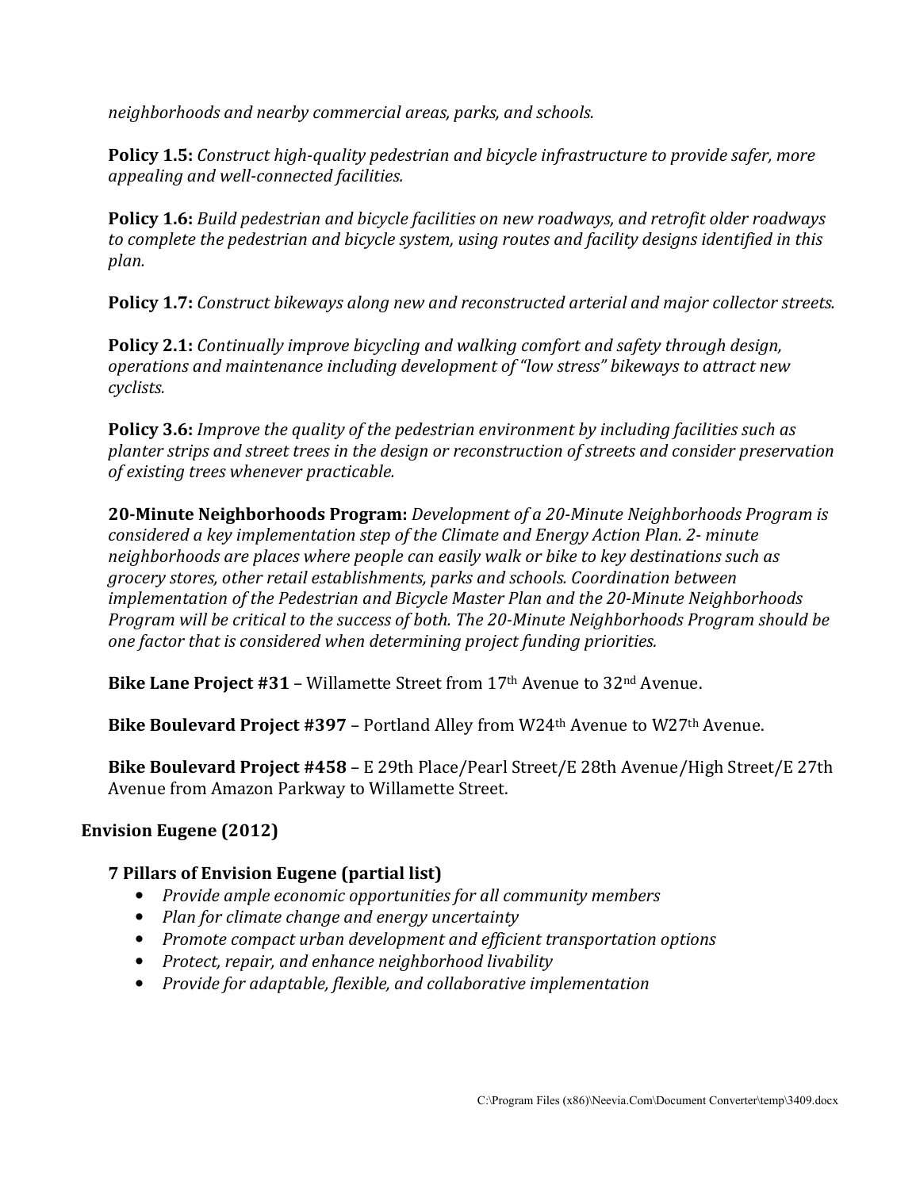*neighborhoods and nearby commercial areas, parks, and schools.*

**Policy 1.5:** *Construct high-quality pedestrian and bicycle infrastructure to provide safer, more appealing and well-connected facilities.*

**Policy 1.6:** *Build pedestrian and bicycle facilities on new roadways, and retrofit older roadways to complete the pedestrian and bicycle system, using routes and facility designs identified in this plan.*

**Policy 1.7:** *Construct bikeways along new and reconstructed arterial and major collector streets.*

**Policy 2.1:** *Continually improve bicycling and walking comfort and safety through design, operations and maintenance including development of "low stress" bikeways to attract new cyclists.*

**Policy 3.6:** *Improve the quality of the pedestrian environment by including facilities such as planter strips and street trees in the design or reconstruction of streets and consider preservation of existing trees whenever practicable.*

**20-Minute Neighborhoods Program:** *Development of a 20-Minute Neighborhoods Program is considered a key implementation step of the Climate and Energy Action Plan. 2- minute neighborhoods are places where people can easily walk or bike to key destinations such as grocery stores, other retail establishments, parks and schools. Coordination between implementation of the Pedestrian and Bicycle Master Plan and the 20-Minute Neighborhoods Program will be critical to the success of both. The 20-Minute Neighborhoods Program should be one factor that is considered when determining project funding priorities.*

**Bike Lane Project #31** – Willamette Street from 17th Avenue to 32nd Avenue.

**Bike Boulevard Project #397** – Portland Alley from W24th Avenue to W27th Avenue.

**Bike Boulevard Project #458** – E 29th Place/Pearl Street/E 28th Avenue/High Street/E 27th Avenue from Amazon Parkway to Willamette Street.

## Envision Eugene (2012)

### 7 Pillars of Envision Eugene (partial list)

- *Provide ample economic opportunities for all community members*
- *Plan for climate change and energy uncertainty*
- *Promote compact urban development and efficient transportation options*
- *Protect, repair, and enhance neighborhood livability*
- *Provide for adaptable, flexible, and collaborative implementation*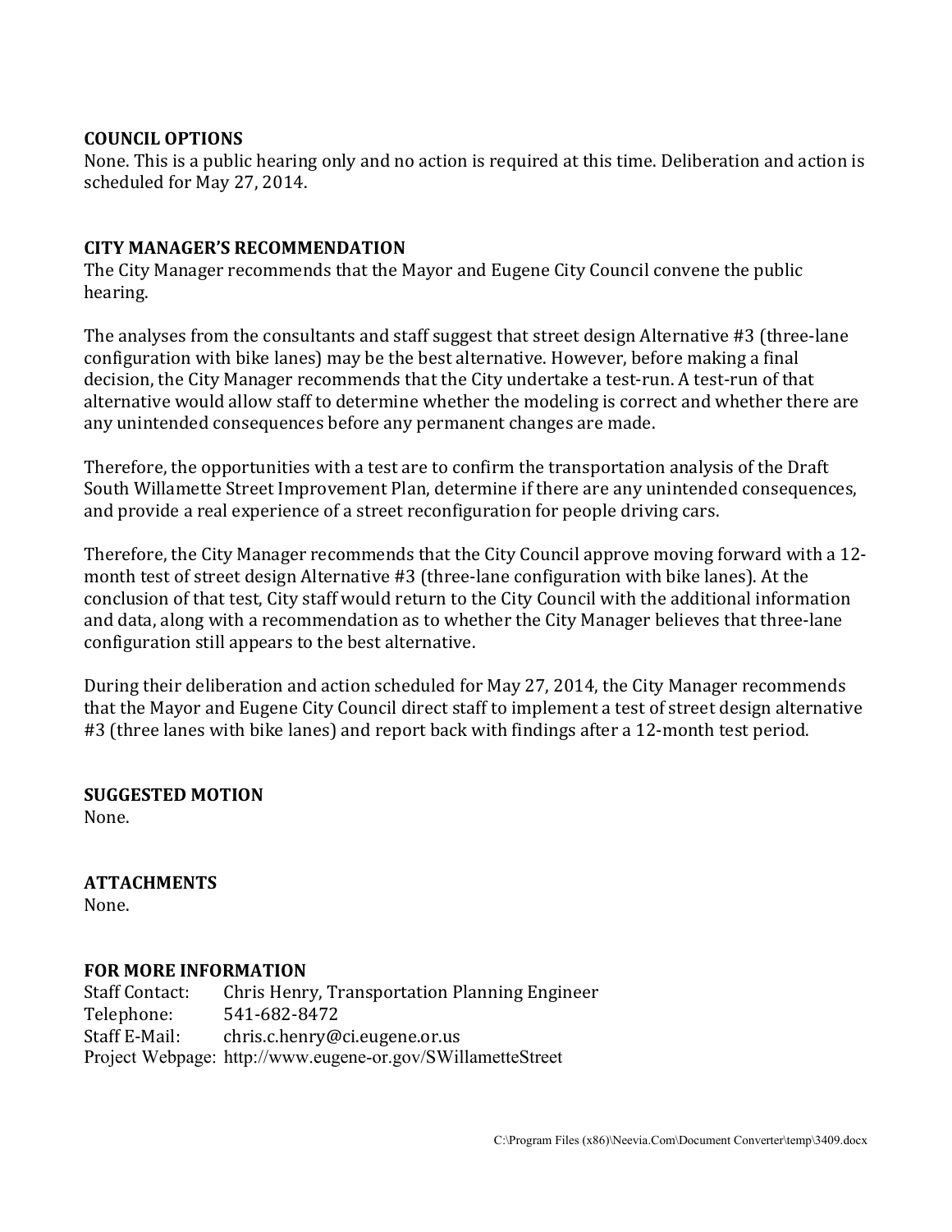**COUNCIL OPTIONS**

None. This is a public hearing only and no action is required at this time. Deliberation and action is scheduled for May 27, 2014.

**CITY MANAGER'S RECOMMENDATION**

The City Manager recommends that the Mayor and Eugene City Council convene the public hearing.

The analyses from the consultants and staff suggest that street design Alternative #3 (three-lane configuration with bike lanes) may be the best alternative. However, before making a final decision, the City Manager recommends that the City undertake a test-run. A test-run of that alternative would allow staff to determine whether the modeling is correct and whether there are any unintended consequences before any permanent changes are made.

Therefore, the opportunities with a test are to confirm the transportation analysis of the Draft South Willamette Street Improvement Plan, determine if there are any unintended consequences, and provide a real experience of a street reconfiguration for people driving cars.

Therefore, the City Manager recommends that the City Council approve moving forward with a 12-month test of street design Alternative #3 (three-lane configuration with bike lanes). At the conclusion of that test, City staff would return to the City Council with the additional information and data, along with a recommendation as to whether the City Manager believes that three-lane configuration still appears to the best alternative.

During their deliberation and action scheduled for May 27, 2014, the City Manager recommends that the Mayor and Eugene City Council direct staff to implement a test of street design alternative #3 (three lanes with bike lanes) and report back with findings after a 12-month test period.

**SUGGESTED MOTION**

None.

**ATTACHMENTS**

None.

**FOR MORE INFORMATION**

Staff Contact: Chris Henry, Transportation Planning Engineer
Telephone: 541-682-8472
Staff E-Mail: chris.c.henry@ci.eugene.or.us
Project Webpage: http://www.eugene-or.gov/SWillametteStreet

C:\Program Files (x86)\Neevia.Com\Document Converter\temp\3409.docx